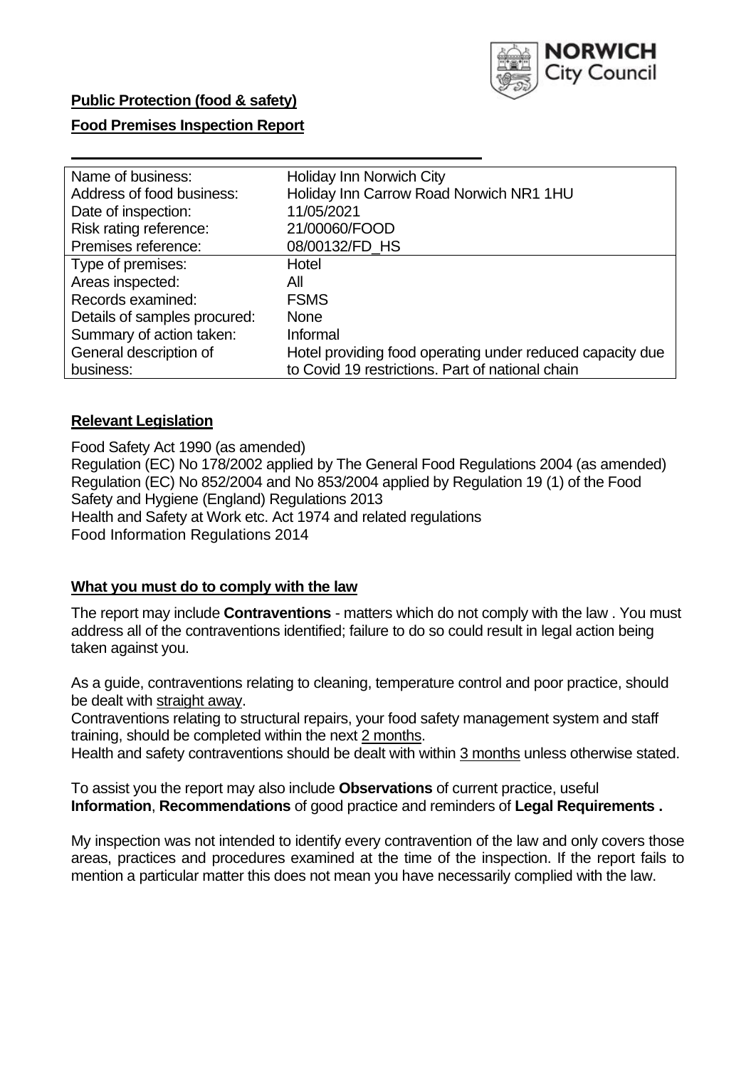**Public Protection (food & safety)**

**Food Premises Inspection Report**

| Name of business: | Holiday Inn Norwich City |
| --- | --- |
| Address of food business: | Holiday Inn Carrow Road Norwich NR1 1HU |
| Date of inspection: | 11/05/2021 |
| Risk rating reference: | 21/00060/FOOD |
| Premises reference: | 08/00132/FD_HS |
| Type of premises: | Hotel |
| Areas inspected: | All |
| Records examined: | FSMS |
| Details of samples procured: | None |
| Summary of action taken: | Informal |
| General description of business: | Hotel providing food operating under reduced capacity due to Covid 19 restrictions. Part of national chain |

## **Relevant Legislation**

Food Safety Act 1990 (as amended)
Regulation (EC) No 178/2002 applied by The General Food Regulations 2004 (as amended)
Regulation (EC) No 852/2004 and No 853/2004 applied by Regulation 19 (1) of the Food Safety and Hygiene (England) Regulations 2013
Health and Safety at Work etc. Act 1974 and related regulations
Food Information Regulations 2014

## **What you must do to comply with the law**

The report may include **Contraventions** - matters which do not comply with the law . You must address all of the contraventions identified; failure to do so could result in legal action being taken against you.

As a guide, contraventions relating to cleaning, temperature control and poor practice, should be dealt with straight away.

Contraventions relating to structural repairs, your food safety management system and staff training, should be completed within the next 2 months.

Health and safety contraventions should be dealt with within 3 months unless otherwise stated.

To assist you the report may also include **Observations** of current practice, useful **Information**, **Recommendations** of good practice and reminders of **Legal Requirements .**

My inspection was not intended to identify every contravention of the law and only covers those areas, practices and procedures examined at the time of the inspection. If the report fails to mention a particular matter this does not mean you have necessarily complied with the law.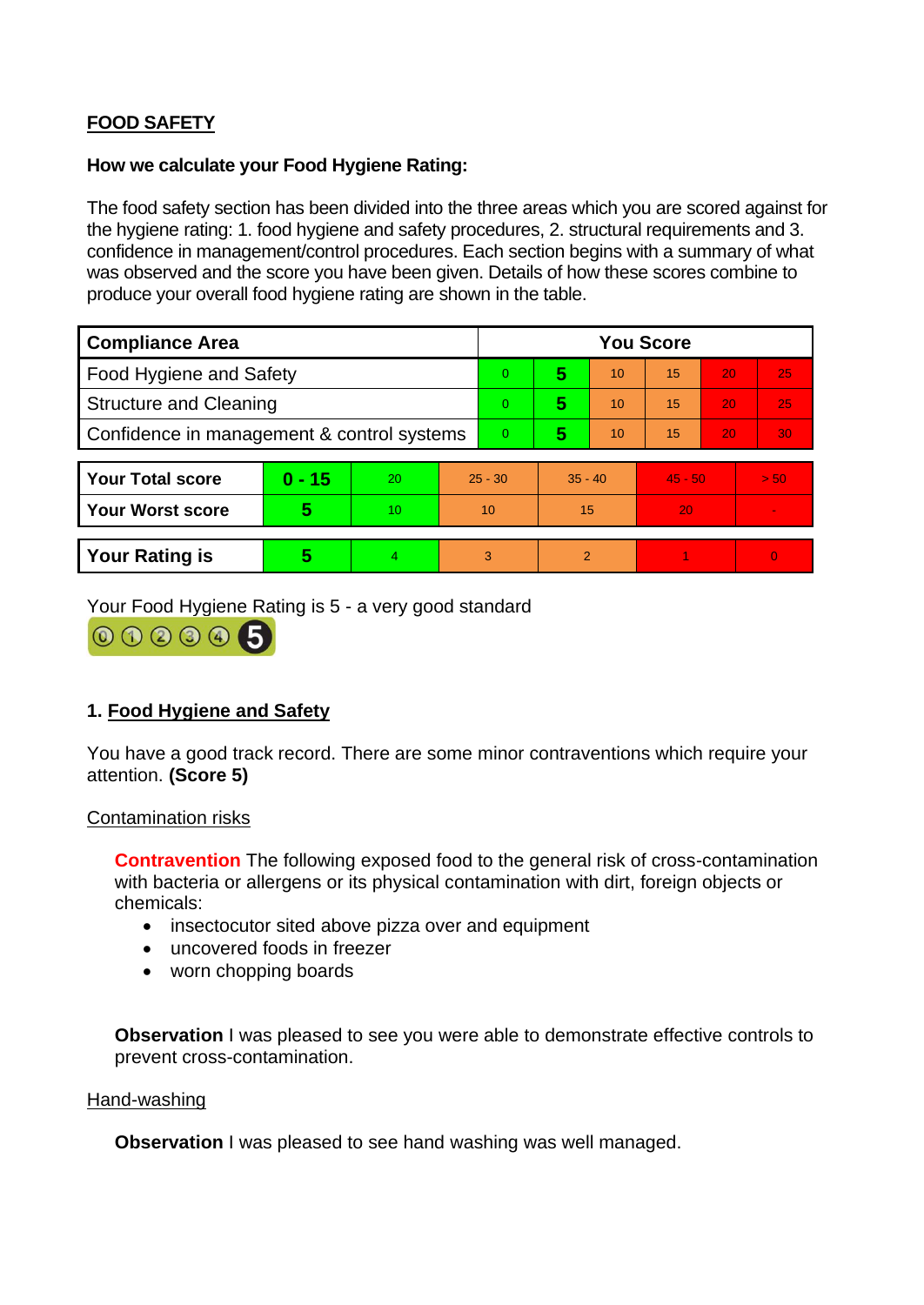**FOOD SAFETY**

**How we calculate your Food Hygiene Rating:**

The food safety section has been divided into the three areas which you are scored against for the hygiene rating: 1. food hygiene and safety procedures, 2. structural requirements and 3. confidence in management/control procedures. Each section begins with a summary of what was observed and the score you have been given. Details of how these scores combine to produce your overall food hygiene rating are shown in the table.

| Compliance Area | You Score | | | | | |
|---|---|---|---|---|---|---|
| Food Hygiene and Safety | 0 | **5** | 10 | 15 | 20 | 25 |
| Structure and Cleaning | 0 | **5** | 10 | 15 | 20 | 25 |
| Confidence in management & control systems | 0 | **5** | 10 | 15 | 20 | 30 |

| | | | | | | |
|---|---|---|---|---|---|---|
| **Your Total score** | **0 - 15** | 20 | 25 - 30 | 35 - 40 | 45 - 50 | > 50 |
| **Your Worst score** | **5** | 10 | 10 | 15 | 20 | - |

| | | | | | | |
|---|---|---|---|---|---|---|
| **Your Rating is** | **5** | 4 | 3 | 2 | 1 | 0 |

Your Food Hygiene Rating is 5 - a very good standard

## 1. Food Hygiene and Safety

You have a good track record. There are some minor contraventions which require your attention. **(Score 5)**

Contamination risks

**Contravention** The following exposed food to the general risk of cross-contamination with bacteria or allergens or its physical contamination with dirt, foreign objects or chemicals:

- insectocutor sited above pizza over and equipment
- uncovered foods in freezer
- worn chopping boards

**Observation** I was pleased to see you were able to demonstrate effective controls to prevent cross-contamination.

Hand-washing

**Observation** I was pleased to see hand washing was well managed.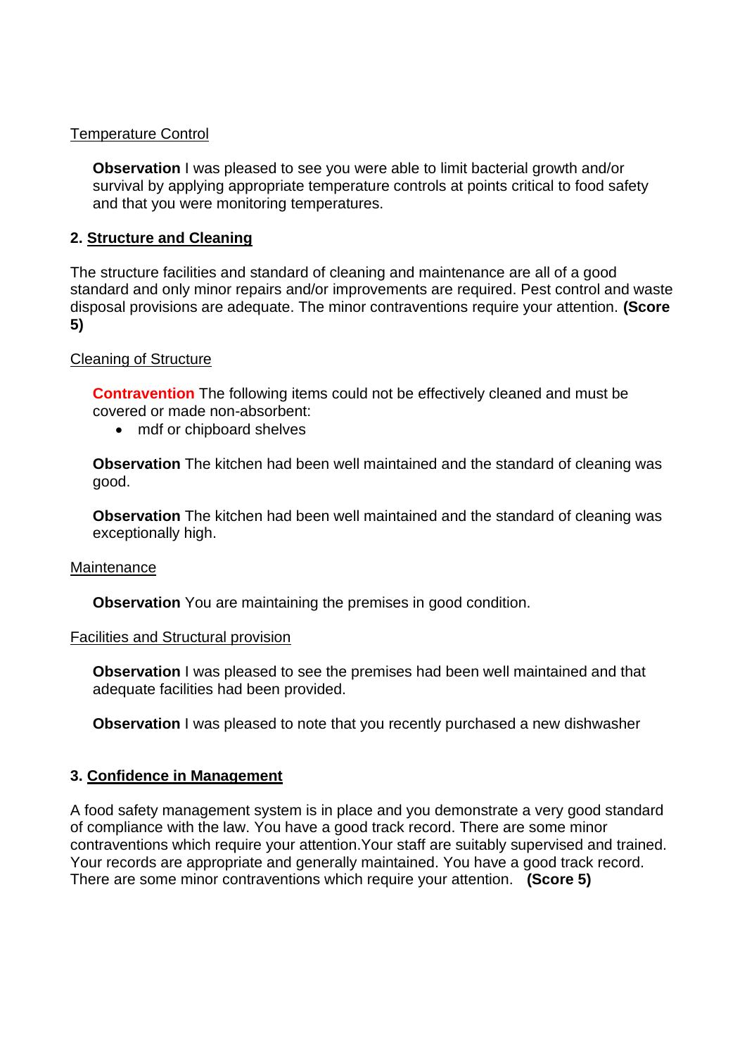Temperature Control

**Observation** I was pleased to see you were able to limit bacterial growth and/or survival by applying appropriate temperature controls at points critical to food safety and that you were monitoring temperatures.

## 2. Structure and Cleaning

The structure facilities and standard of cleaning and maintenance are all of a good standard and only minor repairs and/or improvements are required. Pest control and waste disposal provisions are adequate. The minor contraventions require your attention. **(Score 5)**

Cleaning of Structure

**Contravention** The following items could not be effectively cleaned and must be covered or made non-absorbent:

- mdf or chipboard shelves

**Observation** The kitchen had been well maintained and the standard of cleaning was good.

**Observation** The kitchen had been well maintained and the standard of cleaning was exceptionally high.

Maintenance

**Observation** You are maintaining the premises in good condition.

Facilities and Structural provision

**Observation** I was pleased to see the premises had been well maintained and that adequate facilities had been provided.

**Observation** I was pleased to note that you recently purchased a new dishwasher

## 3. Confidence in Management

A food safety management system is in place and you demonstrate a very good standard of compliance with the law. You have a good track record. There are some minor contraventions which require your attention.Your staff are suitably supervised and trained. Your records are appropriate and generally maintained. You have a good track record. There are some minor contraventions which require your attention. **(Score 5)**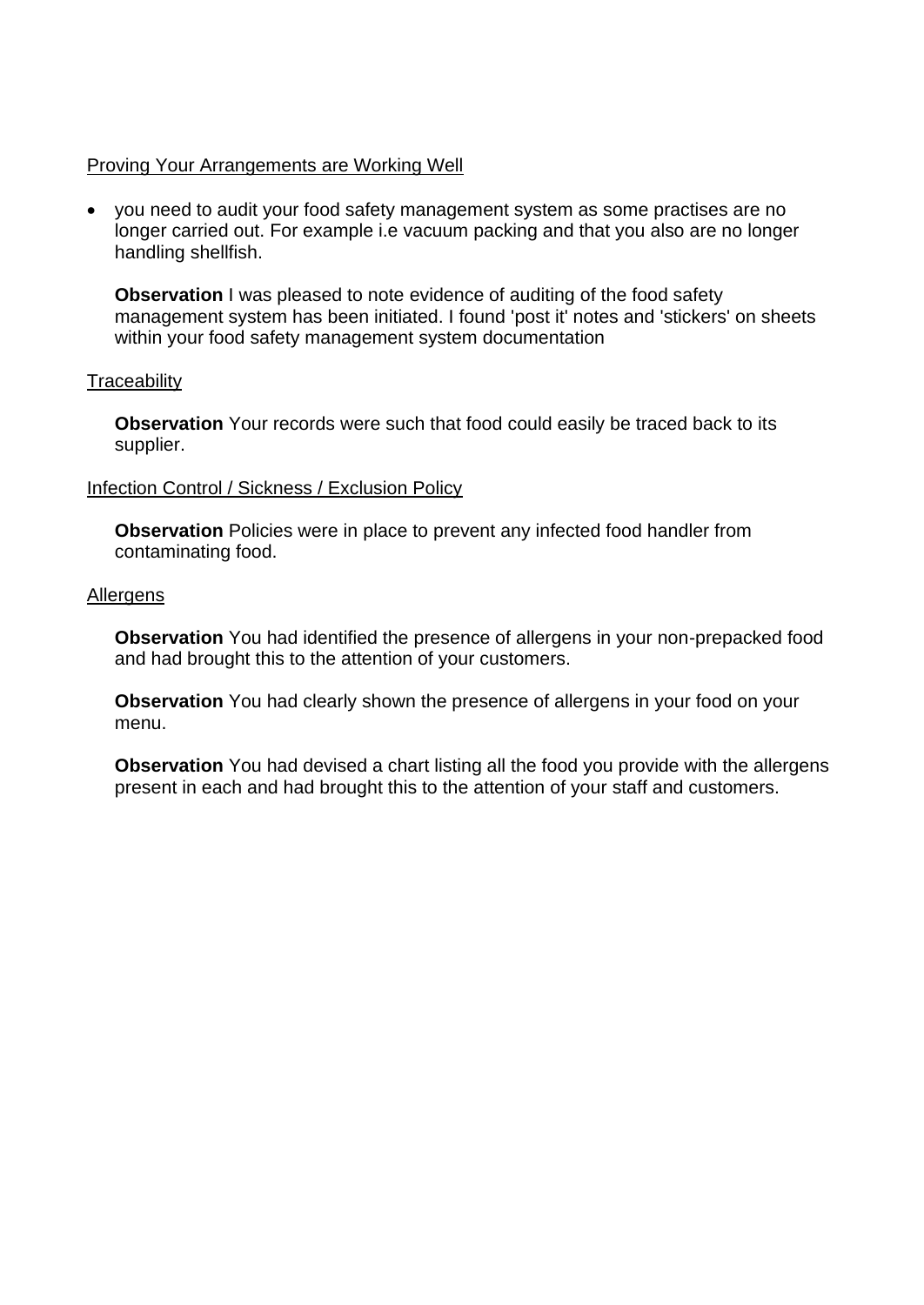Proving Your Arrangements are Working Well

- you need to audit your food safety management system as some practises are no longer carried out. For example i.e vacuum packing and that you also are no longer handling shellfish.

  **Observation** I was pleased to note evidence of auditing of the food safety management system has been initiated. I found 'post it' notes and 'stickers' on sheets within your food safety management system documentation

Traceability

**Observation** Your records were such that food could easily be traced back to its supplier.

Infection Control / Sickness / Exclusion Policy

**Observation** Policies were in place to prevent any infected food handler from contaminating food.

Allergens

**Observation** You had identified the presence of allergens in your non-prepacked food and had brought this to the attention of your customers.

**Observation** You had clearly shown the presence of allergens in your food on your menu.

**Observation** You had devised a chart listing all the food you provide with the allergens present in each and had brought this to the attention of your staff and customers.